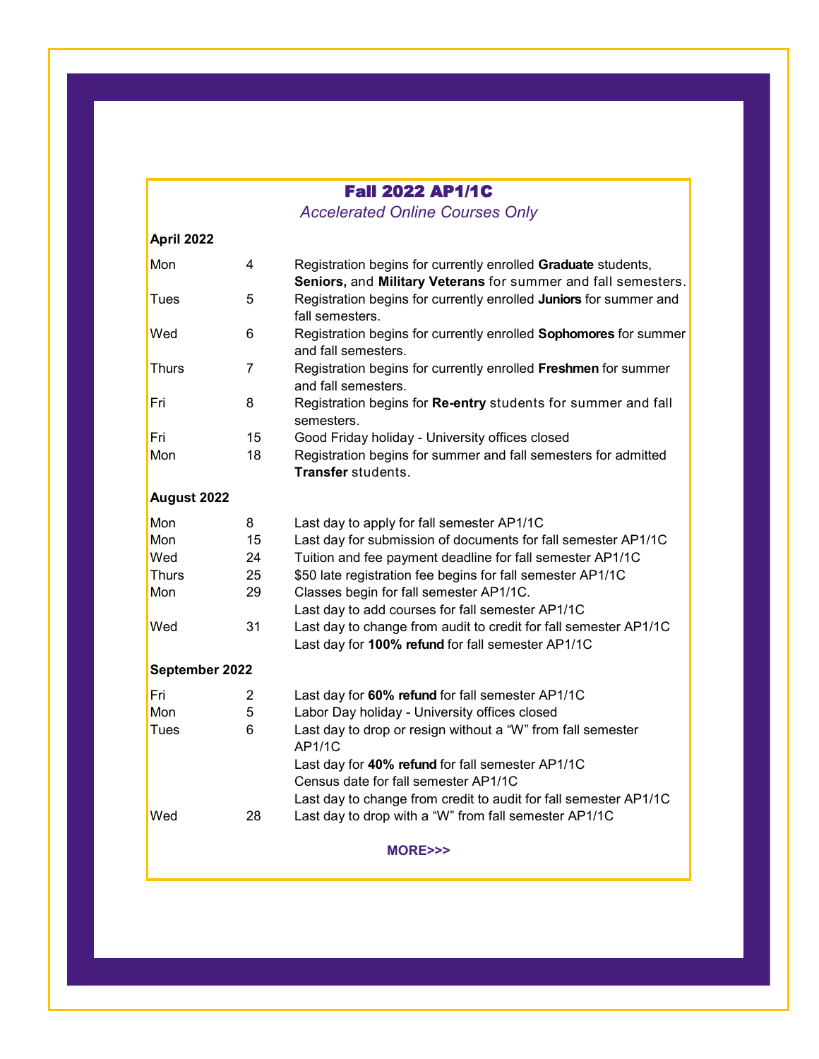# Fall 2022 AP1/1C

*Accelerated Online Courses Only*

**April 2022**

| | | |
|---|---|---|
| Mon | 4 | Registration begins for currently enrolled **Graduate** students, **Seniors,** and **Military Veterans** for summer and fall semesters. |
| Tues | 5 | Registration begins for currently enrolled **Juniors** for summer and fall semesters. |
| Wed | 6 | Registration begins for currently enrolled **Sophomores** for summer and fall semesters. |
| Thurs | 7 | Registration begins for currently enrolled **Freshmen** for summer and fall semesters. |
| Fri | 8 | Registration begins for **Re-entry** students for summer and fall semesters. |
| Fri | 15 | Good Friday holiday - University offices closed |
| Mon | 18 | Registration begins for summer and fall semesters for admitted **Transfer** students. |

**August 2022**

| | | |
|---|---|---|
| Mon | 8 | Last day to apply for fall semester AP1/1C |
| Mon | 15 | Last day for submission of documents for fall semester AP1/1C |
| Wed | 24 | Tuition and fee payment deadline for fall semester AP1/1C |
| Thurs | 25 | $50 late registration fee begins for fall semester AP1/1C |
| Mon | 29 | Classes begin for fall semester AP1/1C.<br>Last day to add courses for fall semester AP1/1C |
| Wed | 31 | Last day to change from audit to credit for fall semester AP1/1C<br>Last day for **100% refund** for fall semester AP1/1C |

**September 2022**

| | | |
|---|---|---|
| Fri | 2 | Last day for **60% refund** for fall semester AP1/1C |
| Mon | 5 | Labor Day holiday - University offices closed |
| Tues | 6 | Last day to drop or resign without a “W” from fall semester AP1/1C<br>Last day for **40% refund** for fall semester AP1/1C<br>Census date for fall semester AP1/1C<br>Last day to change from credit to audit for fall semester AP1/1C |
| Wed | 28 | Last day to drop with a “W” from fall semester AP1/1C |

**MORE>>>**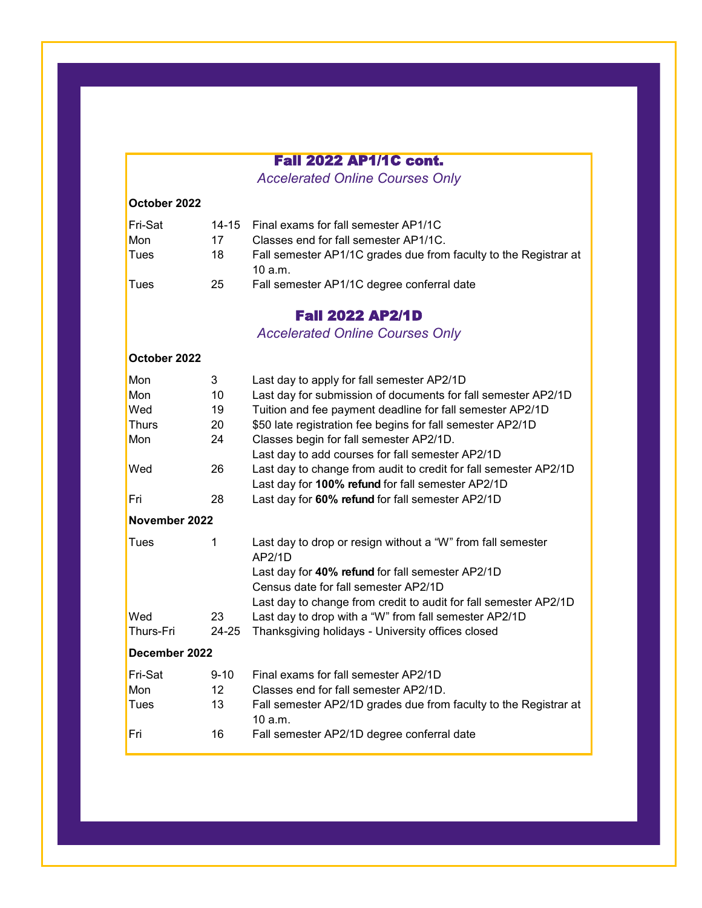## Fall 2022 AP1/1C cont.

*Accelerated Online Courses Only*

**October 2022**

| | | |
|---|---|---|
| Fri-Sat | 14-15 | Final exams for fall semester AP1/1C |
| Mon | 17 | Classes end for fall semester AP1/1C. |
| Tues | 18 | Fall semester AP1/1C grades due from faculty to the Registrar at 10 a.m. |
| Tues | 25 | Fall semester AP1/1C degree conferral date |

## Fall 2022 AP2/1D

*Accelerated Online Courses Only*

**October 2022**

| | | |
|---|---|---|
| Mon | 3 | Last day to apply for fall semester AP2/1D |
| Mon | 10 | Last day for submission of documents for fall semester AP2/1D |
| Wed | 19 | Tuition and fee payment deadline for fall semester AP2/1D |
| Thurs | 20 | $50 late registration fee begins for fall semester AP2/1D |
| Mon | 24 | Classes begin for fall semester AP2/1D. |
| | | Last day to add courses for fall semester AP2/1D |
| Wed | 26 | Last day to change from audit to credit for fall semester AP2/1D |
| | | Last day for **100% refund** for fall semester AP2/1D |
| Fri | 28 | Last day for **60% refund** for fall semester AP2/1D |

**November 2022**

| | | |
|---|---|---|
| Tues | 1 | Last day to drop or resign without a "W" from fall semester AP2/1D |
| | | Last day for **40% refund** for fall semester AP2/1D |
| | | Census date for fall semester AP2/1D |
| | | Last day to change from credit to audit for fall semester AP2/1D |
| Wed | 23 | Last day to drop with a "W" from fall semester AP2/1D |
| Thurs-Fri | 24-25 | Thanksgiving holidays - University offices closed |

**December 2022**

| | | |
|---|---|---|
| Fri-Sat | 9-10 | Final exams for fall semester AP2/1D |
| Mon | 12 | Classes end for fall semester AP2/1D. |
| Tues | 13 | Fall semester AP2/1D grades due from faculty to the Registrar at 10 a.m. |
| Fri | 16 | Fall semester AP2/1D degree conferral date |